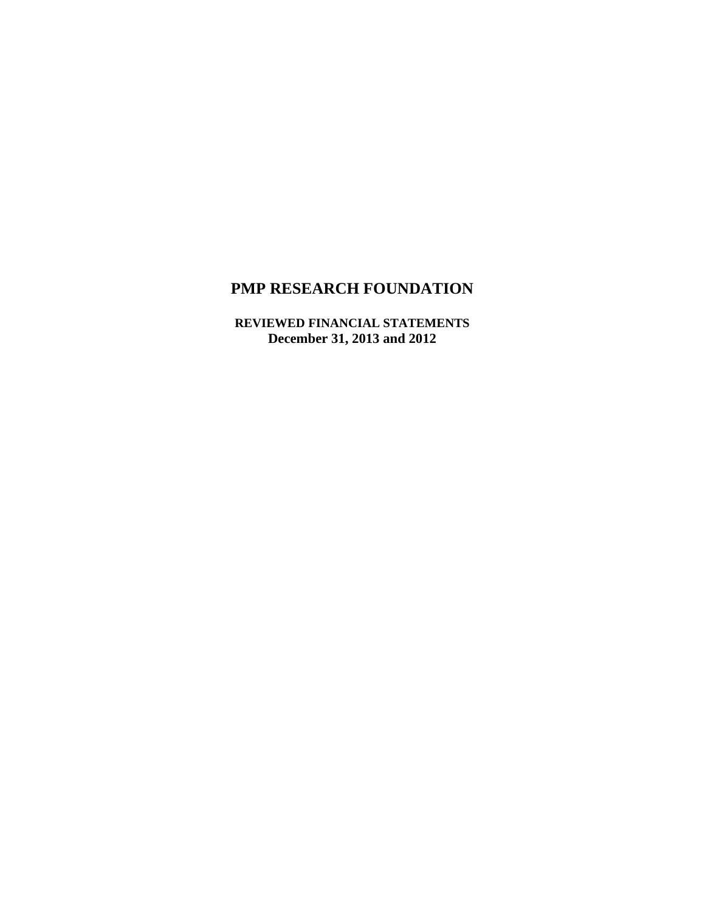# PMP RESEARCH FOUNDATION

**REVIEWED FINANCIAL STATEMENTS**
**December 31, 2013 and 2012**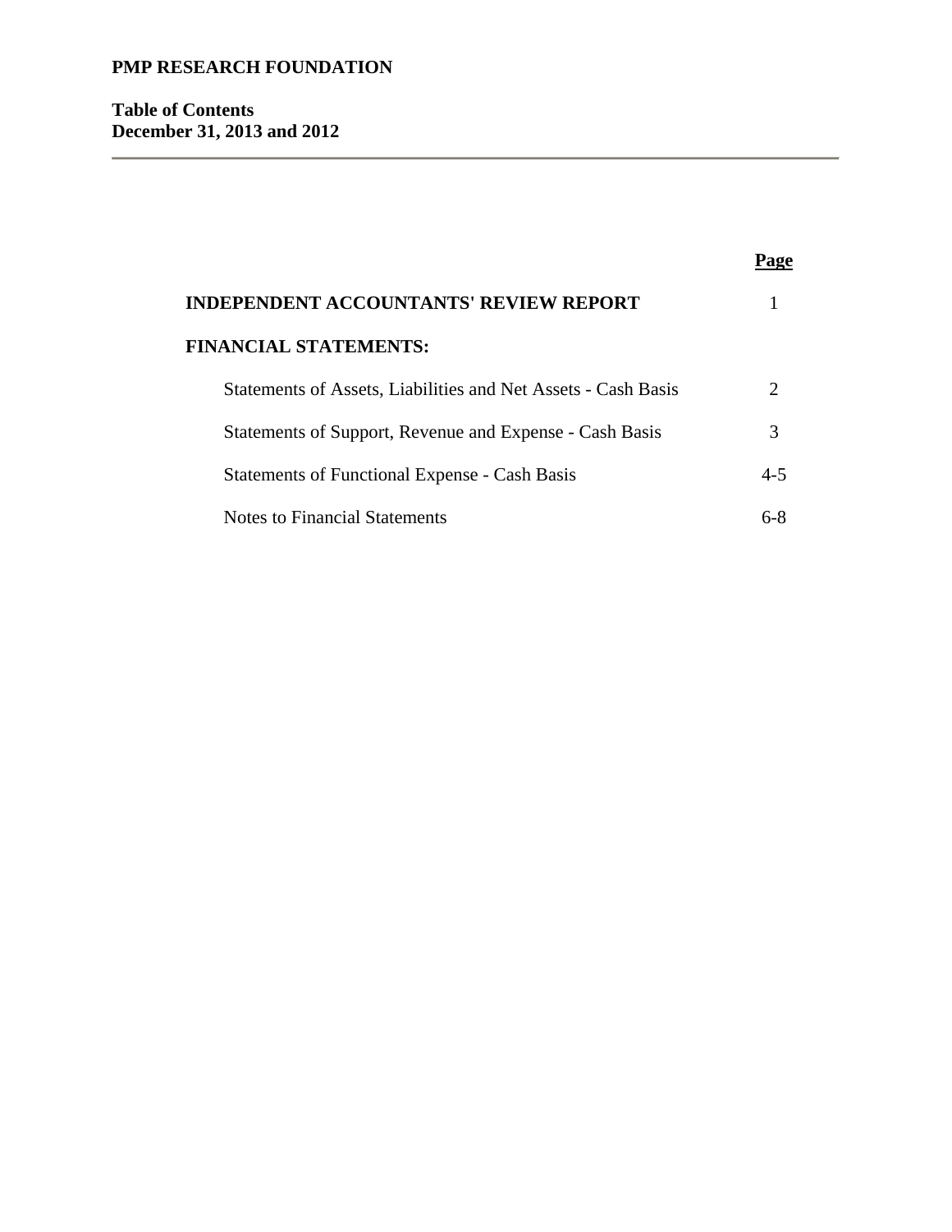**PMP RESEARCH FOUNDATION**

**Table of Contents**
**December 31, 2013 and 2012**

| | Page |
|---|---|
| **INDEPENDENT ACCOUNTANTS' REVIEW REPORT** | 1 |
| **FINANCIAL STATEMENTS:** | |
| Statements of Assets, Liabilities and Net Assets - Cash Basis | 2 |
| Statements of Support, Revenue and Expense - Cash Basis | 3 |
| Statements of Functional Expense - Cash Basis | 4-5 |
| Notes to Financial Statements | 6-8 |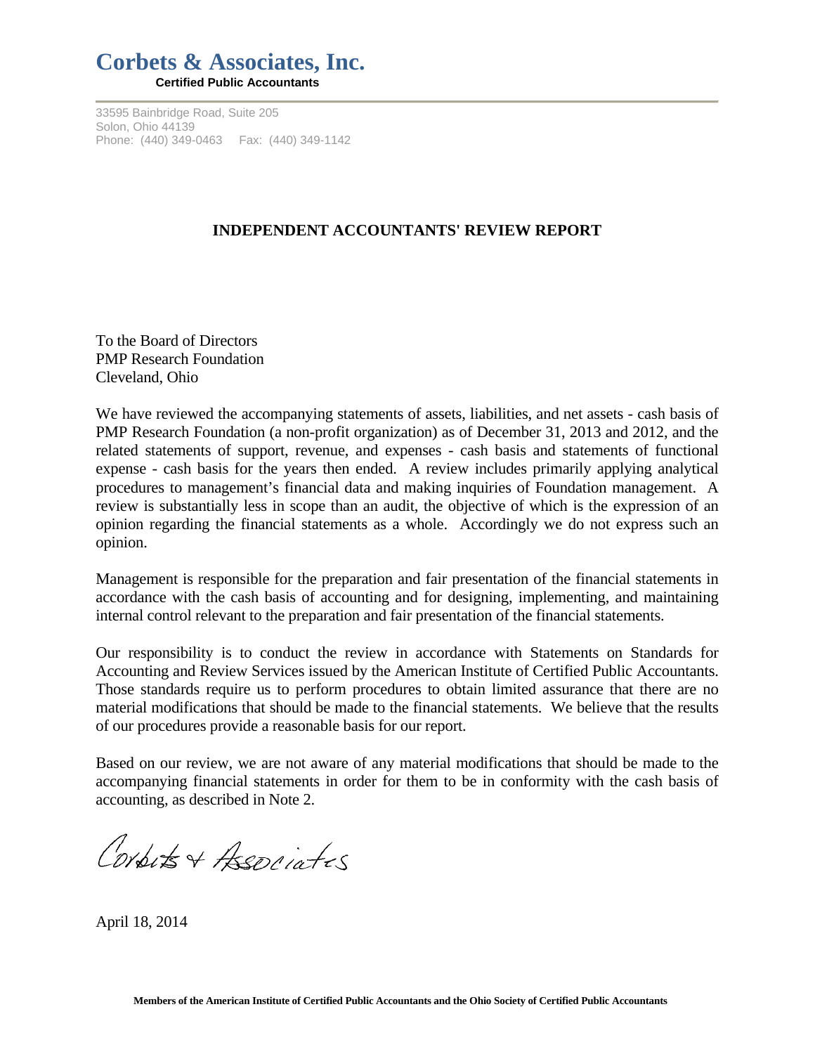# Corbets & Associates, Inc.

**Certified Public Accountants**

33595 Bainbridge Road, Suite 205
Solon, Ohio 44139
Phone: (440) 349-0463 Fax: (440) 349-1142

## INDEPENDENT ACCOUNTANTS' REVIEW REPORT

To the Board of Directors
PMP Research Foundation
Cleveland, Ohio

We have reviewed the accompanying statements of assets, liabilities, and net assets - cash basis of PMP Research Foundation (a non-profit organization) as of December 31, 2013 and 2012, and the related statements of support, revenue, and expenses - cash basis and statements of functional expense - cash basis for the years then ended. A review includes primarily applying analytical procedures to management's financial data and making inquiries of Foundation management. A review is substantially less in scope than an audit, the objective of which is the expression of an opinion regarding the financial statements as a whole. Accordingly we do not express such an opinion.

Management is responsible for the preparation and fair presentation of the financial statements in accordance with the cash basis of accounting and for designing, implementing, and maintaining internal control relevant to the preparation and fair presentation of the financial statements.

Our responsibility is to conduct the review in accordance with Statements on Standards for Accounting and Review Services issued by the American Institute of Certified Public Accountants. Those standards require us to perform procedures to obtain limited assurance that there are no material modifications that should be made to the financial statements. We believe that the results of our procedures provide a reasonable basis for our report.

Based on our review, we are not aware of any material modifications that should be made to the accompanying financial statements in order for them to be in conformity with the cash basis of accounting, as described in Note 2.

Corbets & Associates

April 18, 2014

**Members of the American Institute of Certified Public Accountants and the Ohio Society of Certified Public Accountants**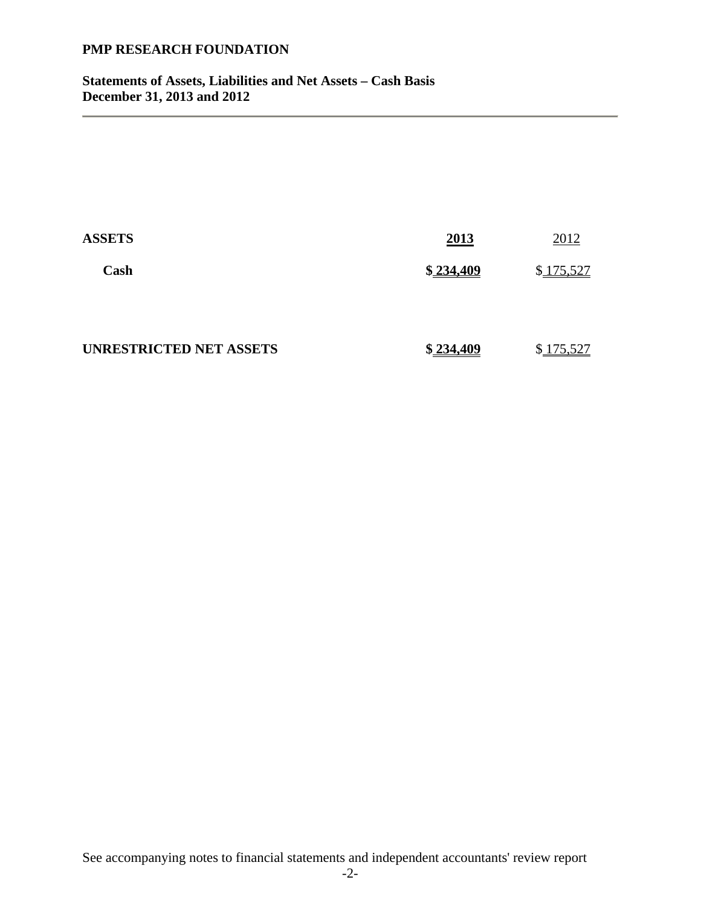**PMP RESEARCH FOUNDATION**

**Statements of Assets, Liabilities and Net Assets – Cash Basis**
**December 31, 2013 and 2012**

| **ASSETS** | **2013** | 2012 |
|---|---|---|
| **Cash** | **$ 234,409** | $ 175,527 |
| | | |
| **UNRESTRICTED NET ASSETS** | **$ 234,409** | $ 175,527 |

See accompanying notes to financial statements and independent accountants' review report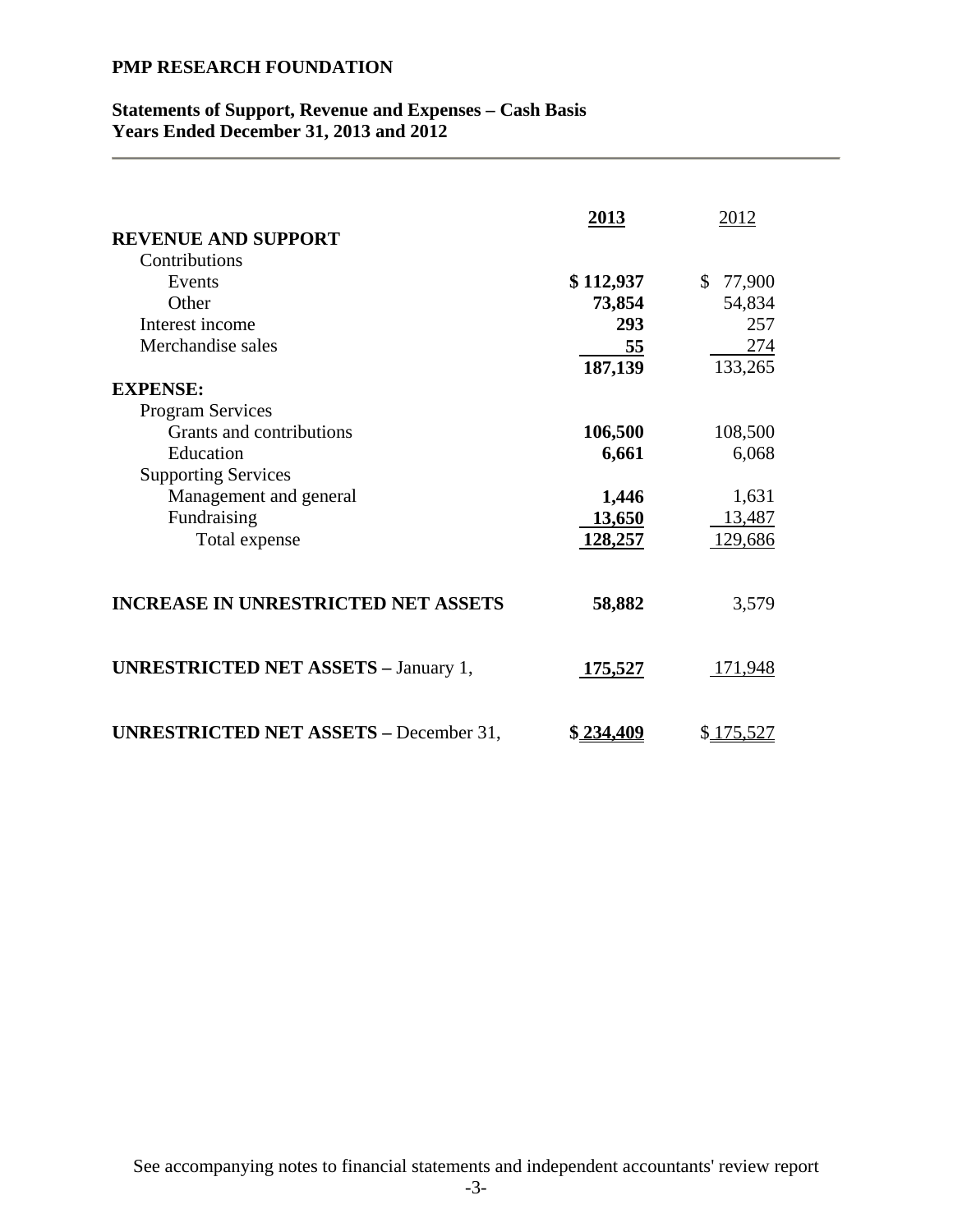**PMP RESEARCH FOUNDATION**

**Statements of Support, Revenue and Expenses – Cash Basis**
**Years Ended December 31, 2013 and 2012**

| | **2013** | 2012 |
|---|---|---|
| **REVENUE AND SUPPORT** | | |
| Contributions | | |
| Events | **$ 112,937** | $ 77,900 |
| Other | **73,854** | 54,834 |
| Interest income | **293** | 257 |
| Merchandise sales | **55** | 274 |
| | **187,139** | 133,265 |
| **EXPENSE:** | | |
| Program Services | | |
| Grants and contributions | **106,500** | 108,500 |
| Education | **6,661** | 6,068 |
| Supporting Services | | |
| Management and general | **1,446** | 1,631 |
| Fundraising | **13,650** | 13,487 |
| Total expense | **128,257** | 129,686 |
| **INCREASE IN UNRESTRICTED NET ASSETS** | **58,882** | 3,579 |
| **UNRESTRICTED NET ASSETS –** January 1, | **175,527** | 171,948 |
| **UNRESTRICTED NET ASSETS –** December 31, | **$ 234,409** | $ 175,527 |

See accompanying notes to financial statements and independent accountants' review report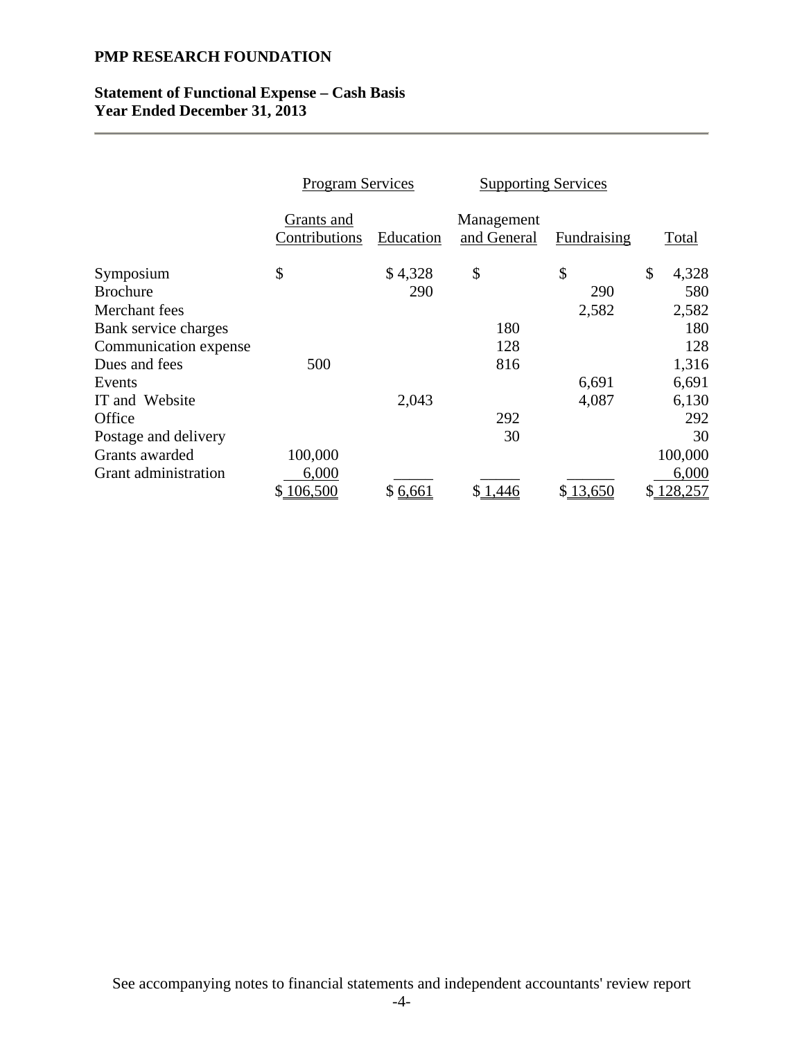**PMP RESEARCH FOUNDATION**

**Statement of Functional Expense – Cash Basis**
**Year Ended December 31, 2013**

| | Program Services | | Supporting Services | | |
|---|---|---|---|---|---|
| | Grants and Contributions | Education | Management and General | Fundraising | Total |
| Symposium | $ | $ 4,328 | $ | $ | $ 4,328 |
| Brochure | | 290 | | 290 | 580 |
| Merchant fees | | | | 2,582 | 2,582 |
| Bank service charges | | | 180 | | 180 |
| Communication expense | | | 128 | | 128 |
| Dues and fees | 500 | | 816 | | 1,316 |
| Events | | | | 6,691 | 6,691 |
| IT and Website | | 2,043 | | 4,087 | 6,130 |
| Office | | | 292 | | 292 |
| Postage and delivery | | | 30 | | 30 |
| Grants awarded | 100,000 | | | | 100,000 |
| Grant administration | 6,000 | | | | 6,000 |
| | $ 106,500 | $ 6,661 | $ 1,446 | $ 13,650 | $ 128,257 |

See accompanying notes to financial statements and independent accountants' review report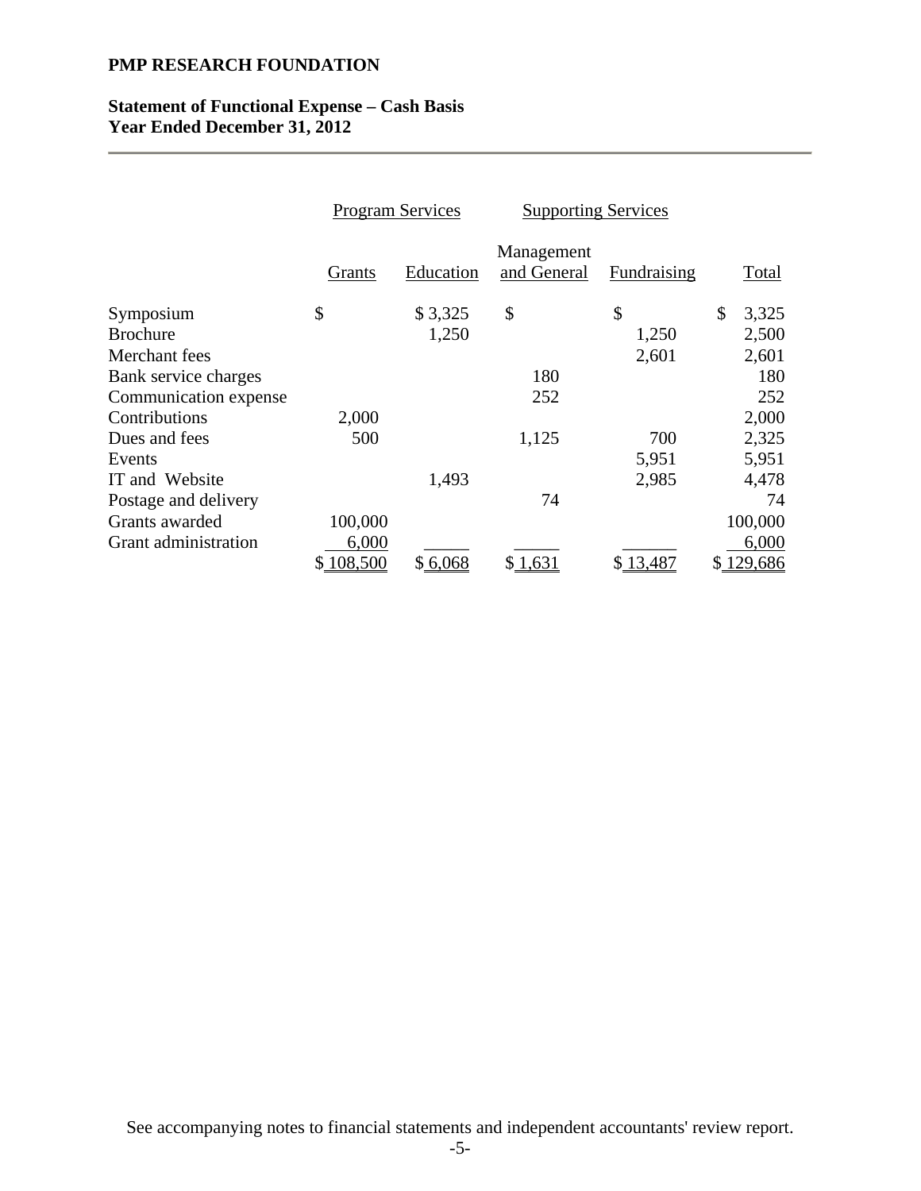**PMP RESEARCH FOUNDATION**

**Statement of Functional Expense – Cash Basis**
**Year Ended December 31, 2012**

| | Program Services | | Supporting Services | | |
|---|---|---|---|---|---|
| | Grants | Education | Management and General | Fundraising | Total |
| Symposium | $ | $ 3,325 | $ | $ | $ 3,325 |
| Brochure | | 1,250 | | 1,250 | 2,500 |
| Merchant fees | | | | 2,601 | 2,601 |
| Bank service charges | | | 180 | | 180 |
| Communication expense | | | 252 | | 252 |
| Contributions | 2,000 | | | | 2,000 |
| Dues and fees | 500 | | 1,125 | 700 | 2,325 |
| Events | | | | 5,951 | 5,951 |
| IT and Website | | 1,493 | | 2,985 | 4,478 |
| Postage and delivery | | | 74 | | 74 |
| Grants awarded | 100,000 | | | | 100,000 |
| Grant administration | 6,000 | | | | 6,000 |
| | $ 108,500 | $ 6,068 | $ 1,631 | $ 13,487 | $ 129,686 |

See accompanying notes to financial statements and independent accountants' review report.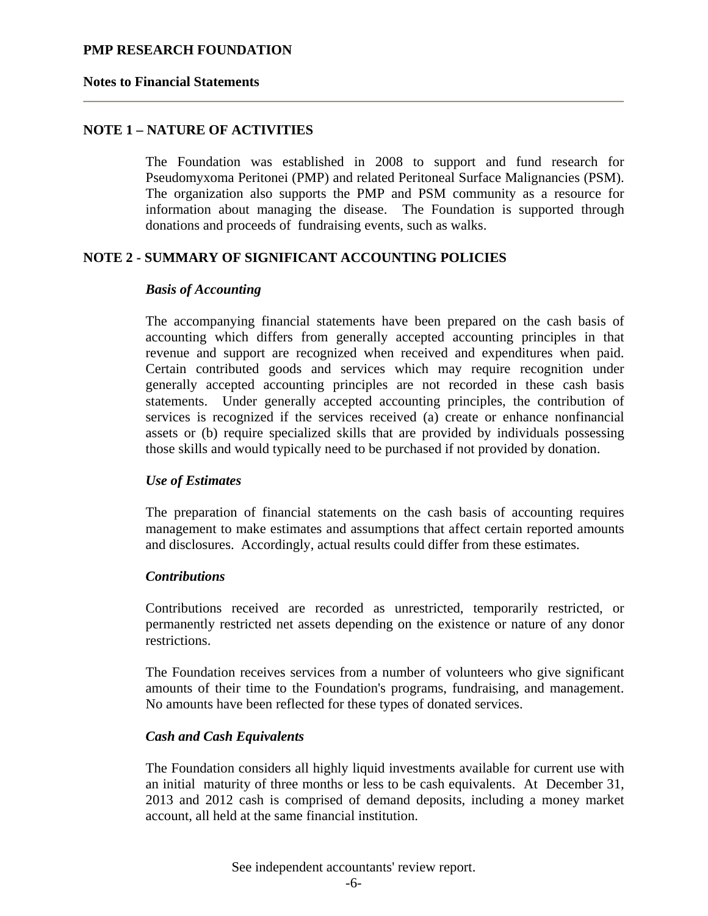# PMP RESEARCH FOUNDATION

## Notes to Financial Statements

### NOTE 1 – NATURE OF ACTIVITIES

The Foundation was established in 2008 to support and fund research for Pseudomyxoma Peritonei (PMP) and related Peritoneal Surface Malignancies (PSM). The organization also supports the PMP and PSM community as a resource for information about managing the disease. The Foundation is supported through donations and proceeds of fundraising events, such as walks.

### NOTE 2 - SUMMARY OF SIGNIFICANT ACCOUNTING POLICIES

***Basis of Accounting***

The accompanying financial statements have been prepared on the cash basis of accounting which differs from generally accepted accounting principles in that revenue and support are recognized when received and expenditures when paid. Certain contributed goods and services which may require recognition under generally accepted accounting principles are not recorded in these cash basis statements. Under generally accepted accounting principles, the contribution of services is recognized if the services received (a) create or enhance nonfinancial assets or (b) require specialized skills that are provided by individuals possessing those skills and would typically need to be purchased if not provided by donation.

***Use of Estimates***

The preparation of financial statements on the cash basis of accounting requires management to make estimates and assumptions that affect certain reported amounts and disclosures. Accordingly, actual results could differ from these estimates.

***Contributions***

Contributions received are recorded as unrestricted, temporarily restricted, or permanently restricted net assets depending on the existence or nature of any donor restrictions.

The Foundation receives services from a number of volunteers who give significant amounts of their time to the Foundation's programs, fundraising, and management. No amounts have been reflected for these types of donated services.

***Cash and Cash Equivalents***

The Foundation considers all highly liquid investments available for current use with an initial maturity of three months or less to be cash equivalents. At December 31, 2013 and 2012 cash is comprised of demand deposits, including a money market account, all held at the same financial institution.

See independent accountants' review report.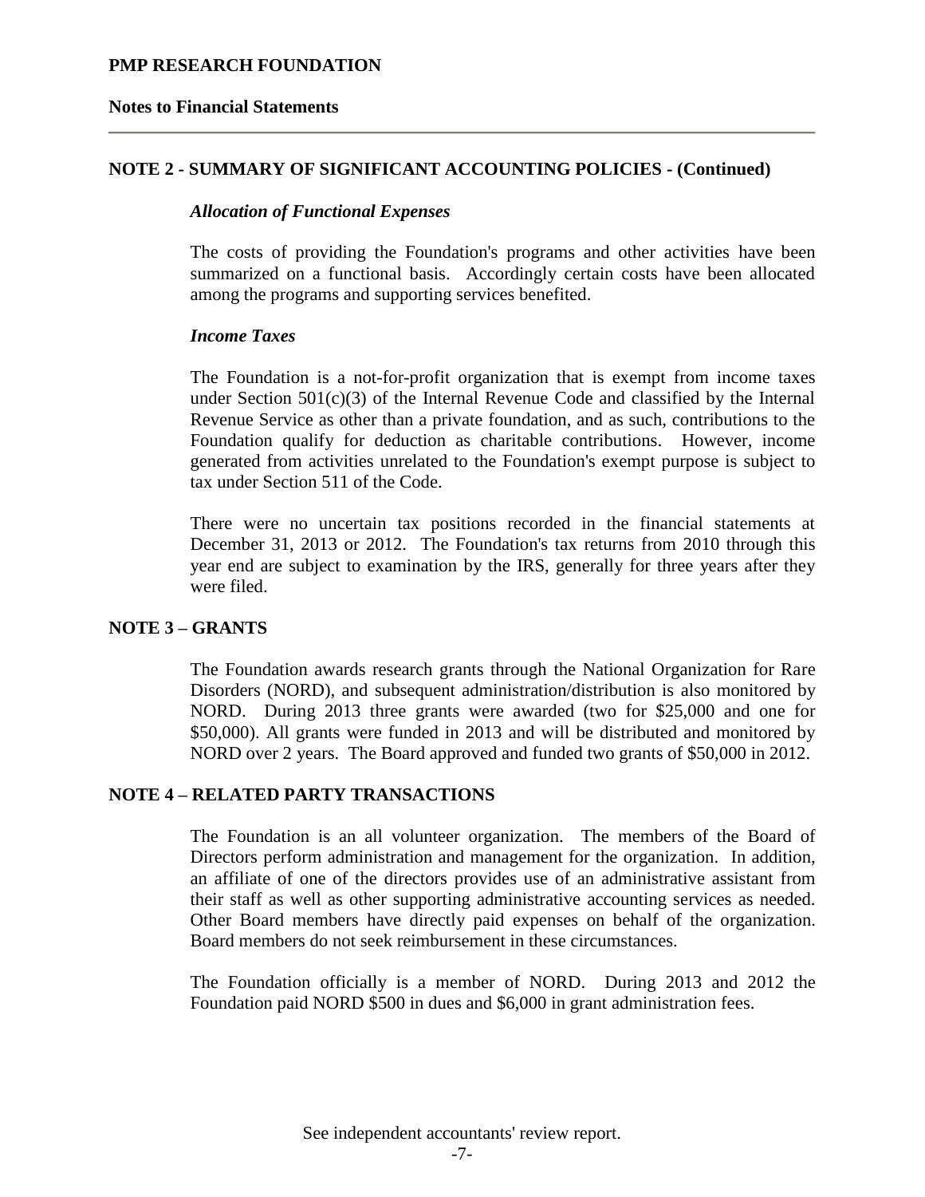## NOTE 2 - SUMMARY OF SIGNIFICANT ACCOUNTING POLICIES - (Continued)

***Allocation of Functional Expenses***

The costs of providing the Foundation's programs and other activities have been summarized on a functional basis. Accordingly certain costs have been allocated among the programs and supporting services benefited.

***Income Taxes***

The Foundation is a not-for-profit organization that is exempt from income taxes under Section 501(c)(3) of the Internal Revenue Code and classified by the Internal Revenue Service as other than a private foundation, and as such, contributions to the Foundation qualify for deduction as charitable contributions. However, income generated from activities unrelated to the Foundation's exempt purpose is subject to tax under Section 511 of the Code.

There were no uncertain tax positions recorded in the financial statements at December 31, 2013 or 2012. The Foundation's tax returns from 2010 through this year end are subject to examination by the IRS, generally for three years after they were filed.

## NOTE 3 – GRANTS

The Foundation awards research grants through the National Organization for Rare Disorders (NORD), and subsequent administration/distribution is also monitored by NORD. During 2013 three grants were awarded (two for $25,000 and one for $50,000). All grants were funded in 2013 and will be distributed and monitored by NORD over 2 years. The Board approved and funded two grants of $50,000 in 2012.

## NOTE 4 – RELATED PARTY TRANSACTIONS

The Foundation is an all volunteer organization. The members of the Board of Directors perform administration and management for the organization. In addition, an affiliate of one of the directors provides use of an administrative assistant from their staff as well as other supporting administrative accounting services as needed. Other Board members have directly paid expenses on behalf of the organization. Board members do not seek reimbursement in these circumstances.

The Foundation officially is a member of NORD. During 2013 and 2012 the Foundation paid NORD $500 in dues and $6,000 in grant administration fees.

See independent accountants' review report.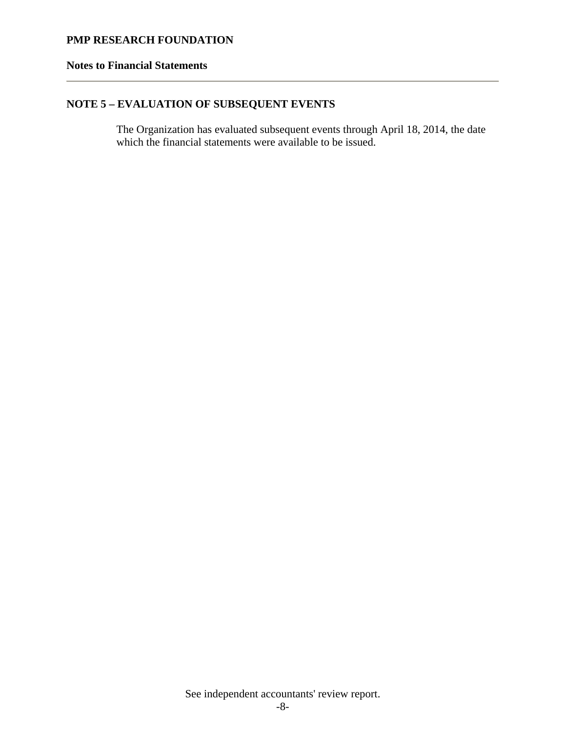## NOTE 5 – EVALUATION OF SUBSEQUENT EVENTS

The Organization has evaluated subsequent events through April 18, 2014, the date which the financial statements were available to be issued.

See independent accountants' review report.